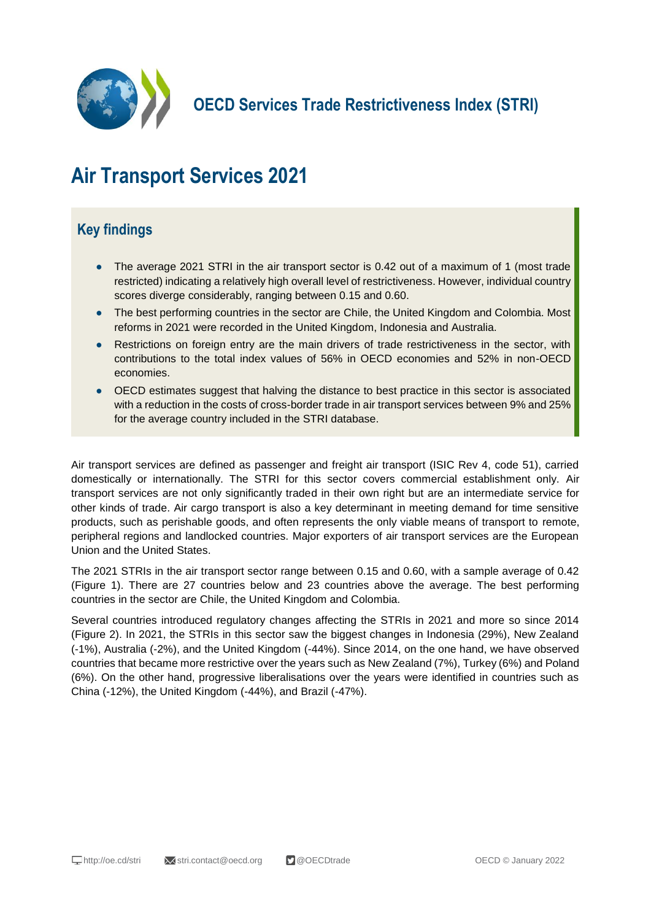# OECD Services Trade Restrictiveness Index (STRI)

## Air Transport Services 2021

### Key findings

- The average 2021 STRI in the air transport sector is 0.42 out of a maximum of 1 (most trade restricted) indicating a relatively high overall level of restrictiveness. However, individual country scores diverge considerably, ranging between 0.15 and 0.60.
- The best performing countries in the sector are Chile, the United Kingdom and Colombia. Most reforms in 2021 were recorded in the United Kingdom, Indonesia and Australia.
- Restrictions on foreign entry are the main drivers of trade restrictiveness in the sector, with contributions to the total index values of 56% in OECD economies and 52% in non-OECD economies.
- OECD estimates suggest that halving the distance to best practice in this sector is associated with a reduction in the costs of cross-border trade in air transport services between 9% and 25% for the average country included in the STRI database.

Air transport services are defined as passenger and freight air transport (ISIC Rev 4, code 51), carried domestically or internationally. The STRI for this sector covers commercial establishment only. Air transport services are not only significantly traded in their own right but are an intermediate service for other kinds of trade. Air cargo transport is also a key determinant in meeting demand for time sensitive products, such as perishable goods, and often represents the only viable means of transport to remote, peripheral regions and landlocked countries. Major exporters of air transport services are the European Union and the United States.

The 2021 STRIs in the air transport sector range between 0.15 and 0.60, with a sample average of 0.42 (Figure 1). There are 27 countries below and 23 countries above the average. The best performing countries in the sector are Chile, the United Kingdom and Colombia.

Several countries introduced regulatory changes affecting the STRIs in 2021 and more so since 2014 (Figure 2). In 2021, the STRIs in this sector saw the biggest changes in Indonesia (29%), New Zealand (-1%), Australia (-2%), and the United Kingdom (-44%). Since 2014, on the one hand, we have observed countries that became more restrictive over the years such as New Zealand (7%), Turkey (6%) and Poland (6%). On the other hand, progressive liberalisations over the years were identified in countries such as China (-12%), the United Kingdom (-44%), and Brazil (-47%).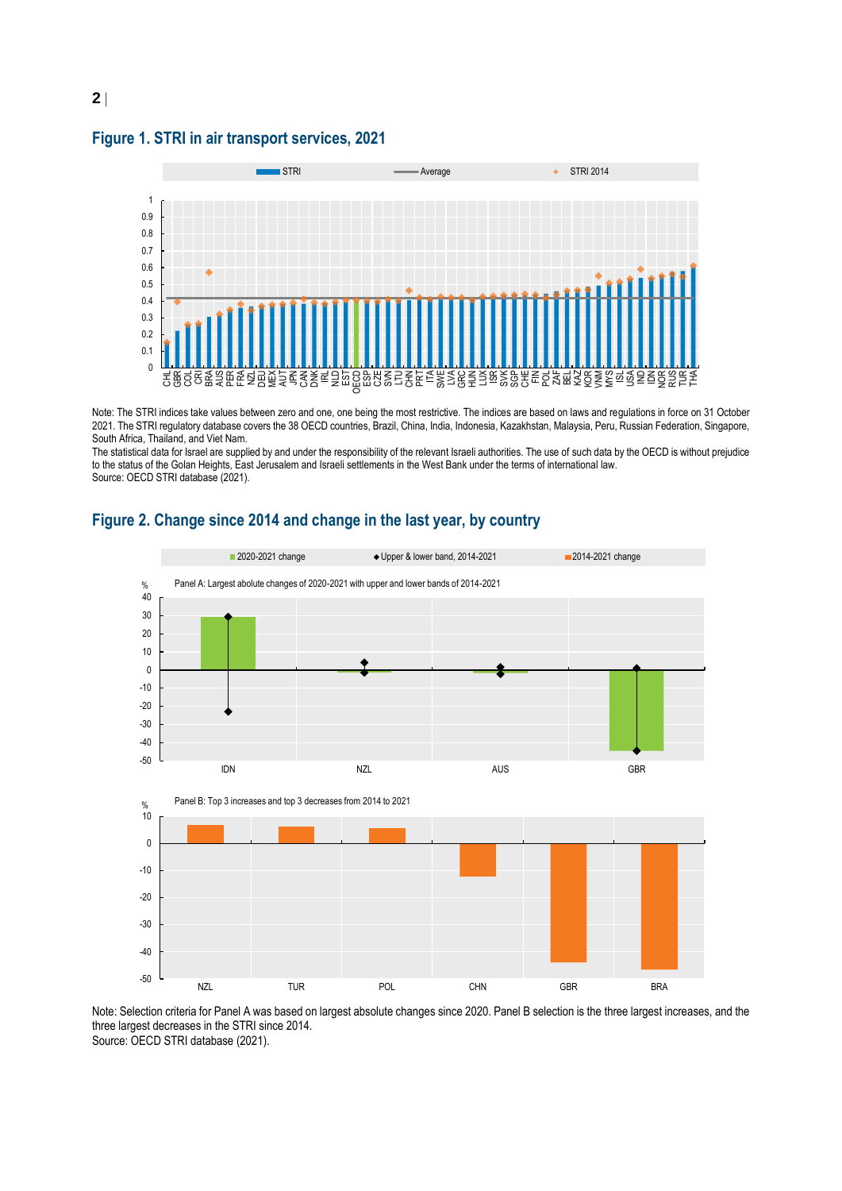## Figure 1. STRI in air transport services, 2021

Note: The STRI indices take values between zero and one, one being the most restrictive. The indices are based on laws and regulations in force on 31 October 2021. The STRI regulatory database covers the 38 OECD countries, Brazil, China, India, Indonesia, Kazakhstan, Malaysia, Peru, Russian Federation, Singapore, South Africa, Thailand, and Viet Nam.

The statistical data for Israel are supplied by and under the responsibility of the relevant Israeli authorities. The use of such data by the OECD is without prejudice to the status of the Golan Heights, East Jerusalem and Israeli settlements in the West Bank under the terms of international law.

Source: OECD STRI database (2021).

## Figure 2. Change since 2014 and change in the last year, by country

Note: Selection criteria for Panel A was based on largest absolute changes since 2020. Panel B selection is the three largest increases, and the three largest decreases in the STRI since 2014.

Source: OECD STRI database (2021).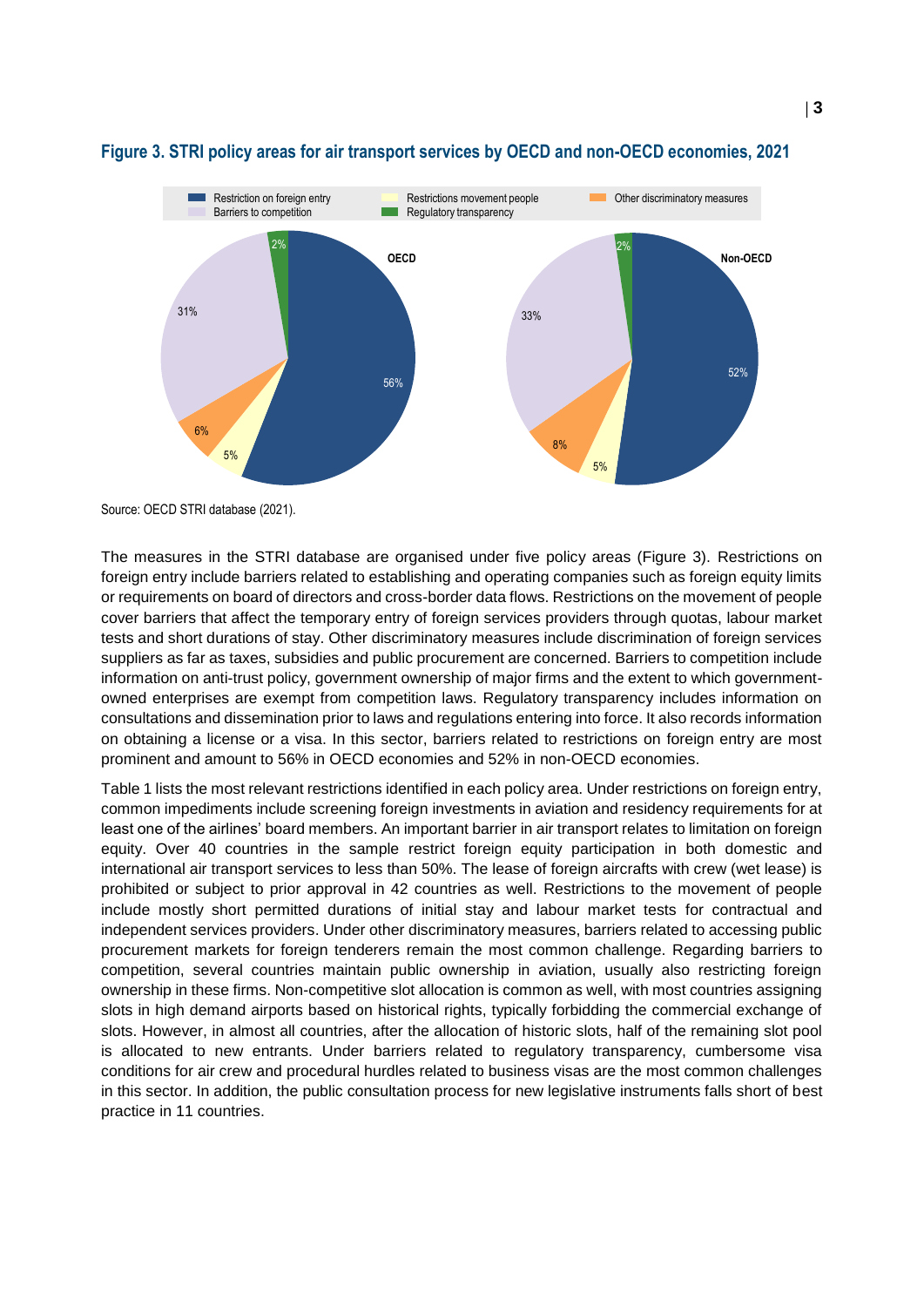**Figure 3. STRI policy areas for air transport services by OECD and non-OECD economies, 2021**

Source: OECD STRI database (2021).

The measures in the STRI database are organised under five policy areas (Figure 3). Restrictions on foreign entry include barriers related to establishing and operating companies such as foreign equity limits or requirements on board of directors and cross-border data flows. Restrictions on the movement of people cover barriers that affect the temporary entry of foreign services providers through quotas, labour market tests and short durations of stay. Other discriminatory measures include discrimination of foreign services suppliers as far as taxes, subsidies and public procurement are concerned. Barriers to competition include information on anti-trust policy, government ownership of major firms and the extent to which government-owned enterprises are exempt from competition laws. Regulatory transparency includes information on consultations and dissemination prior to laws and regulations entering into force. It also records information on obtaining a license or a visa. In this sector, barriers related to restrictions on foreign entry are most prominent and amount to 56% in OECD economies and 52% in non-OECD economies.

Table 1 lists the most relevant restrictions identified in each policy area. Under restrictions on foreign entry, common impediments include screening foreign investments in aviation and residency requirements for at least one of the airlines' board members. An important barrier in air transport relates to limitation on foreign equity. Over 40 countries in the sample restrict foreign equity participation in both domestic and international air transport services to less than 50%. The lease of foreign aircrafts with crew (wet lease) is prohibited or subject to prior approval in 42 countries as well. Restrictions to the movement of people include mostly short permitted durations of initial stay and labour market tests for contractual and independent services providers. Under other discriminatory measures, barriers related to accessing public procurement markets for foreign tenderers remain the most common challenge. Regarding barriers to competition, several countries maintain public ownership in aviation, usually also restricting foreign ownership in these firms. Non-competitive slot allocation is common as well, with most countries assigning slots in high demand airports based on historical rights, typically forbidding the commercial exchange of slots. However, in almost all countries, after the allocation of historic slots, half of the remaining slot pool is allocated to new entrants. Under barriers related to regulatory transparency, cumbersome visa conditions for air crew and procedural hurdles related to business visas are the most common challenges in this sector. In addition, the public consultation process for new legislative instruments falls short of best practice in 11 countries.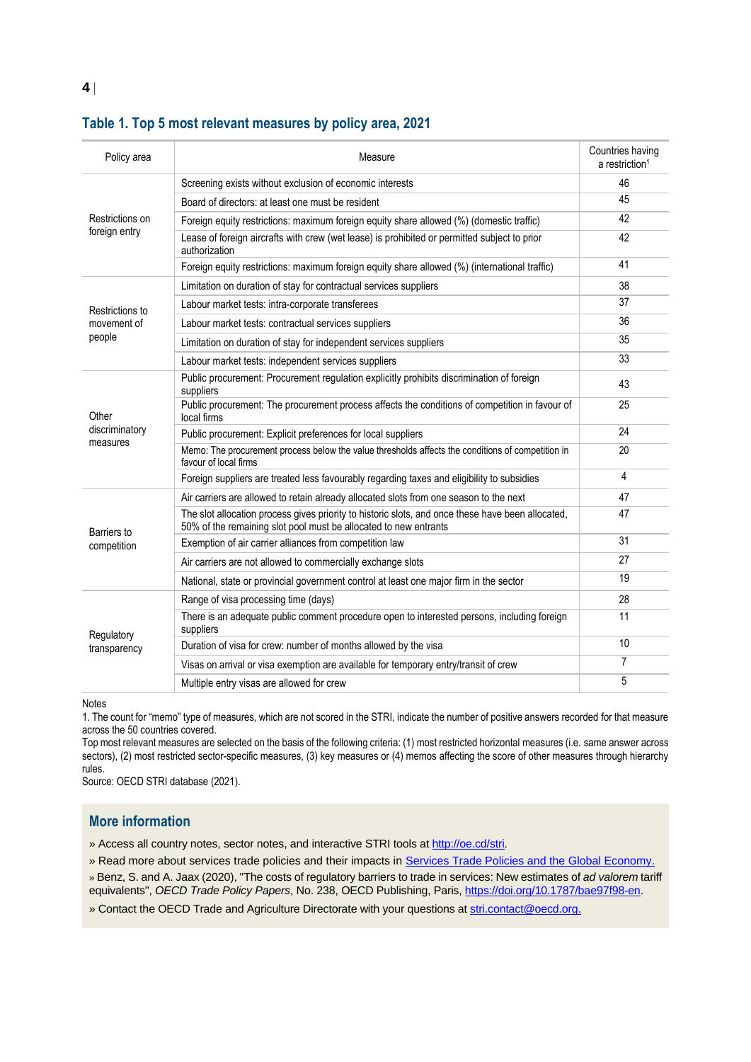## Table 1. Top 5 most relevant measures by policy area, 2021

| Policy area | Measure | Countries having a restriction[1] |
|---|---|---|
| Restrictions on foreign entry | Screening exists without exclusion of economic interests | 46 |
| | Board of directors: at least one must be resident | 45 |
| | Foreign equity restrictions: maximum foreign equity share allowed (%) (domestic traffic) | 42 |
| | Lease of foreign aircrafts with crew (wet lease) is prohibited or permitted subject to prior authorization | 42 |
| | Foreign equity restrictions: maximum foreign equity share allowed (%) (international traffic) | 41 |
| Restrictions to movement of people | Limitation on duration of stay for contractual services suppliers | 38 |
| | Labour market tests: intra-corporate transferees | 37 |
| | Labour market tests: contractual services suppliers | 36 |
| | Limitation on duration of stay for independent services suppliers | 35 |
| | Labour market tests: independent services suppliers | 33 |
| Other discriminatory measures | Public procurement: Procurement regulation explicitly prohibits discrimination of foreign suppliers | 43 |
| | Public procurement: The procurement process affects the conditions of competition in favour of local firms | 25 |
| | Public procurement: Explicit preferences for local suppliers | 24 |
| | Memo: The procurement process below the value thresholds affects the conditions of competition in favour of local firms | 20 |
| | Foreign suppliers are treated less favourably regarding taxes and eligibility to subsidies | 4 |
| Barriers to competition | Air carriers are allowed to retain already allocated slots from one season to the next | 47 |
| | The slot allocation process gives priority to historic slots, and once these have been allocated, 50% of the remaining slot pool must be allocated to new entrants | 47 |
| | Exemption of air carrier alliances from competition law | 31 |
| | Air carriers are not allowed to commercially exchange slots | 27 |
| | National, state or provincial government control at least one major firm in the sector | 19 |
| Regulatory transparency | Range of visa processing time (days) | 28 |
| | There is an adequate public comment procedure open to interested persons, including foreign suppliers | 11 |
| | Duration of visa for crew: number of months allowed by the visa | 10 |
| | Visas on arrival or visa exemption are available for temporary entry/transit of crew | 7 |
| | Multiple entry visas are allowed for crew | 5 |

Notes

1. The count for "memo" type of measures, which are not scored in the STRI, indicate the number of positive answers recorded for that measure across the 50 countries covered.

Top most relevant measures are selected on the basis of the following criteria: (1) most restricted horizontal measures (i.e. same answer across sectors), (2) most restricted sector-specific measures, (3) key measures or (4) memos affecting the score of other measures through hierarchy rules.

Source: OECD STRI database (2021).

## More information

» Access all country notes, sector notes, and interactive STRI tools at http://oe.cd/stri.

» Read more about services trade policies and their impacts in Services Trade Policies and the Global Economy.

» Benz, S. and A. Jaax (2020), "The costs of regulatory barriers to trade in services: New estimates of *ad valorem* tariff equivalents", *OECD Trade Policy Papers*, No. 238, OECD Publishing, Paris, https://doi.org/10.1787/bae97f98-en.

» Contact the OECD Trade and Agriculture Directorate with your questions at stri.contact@oecd.org.